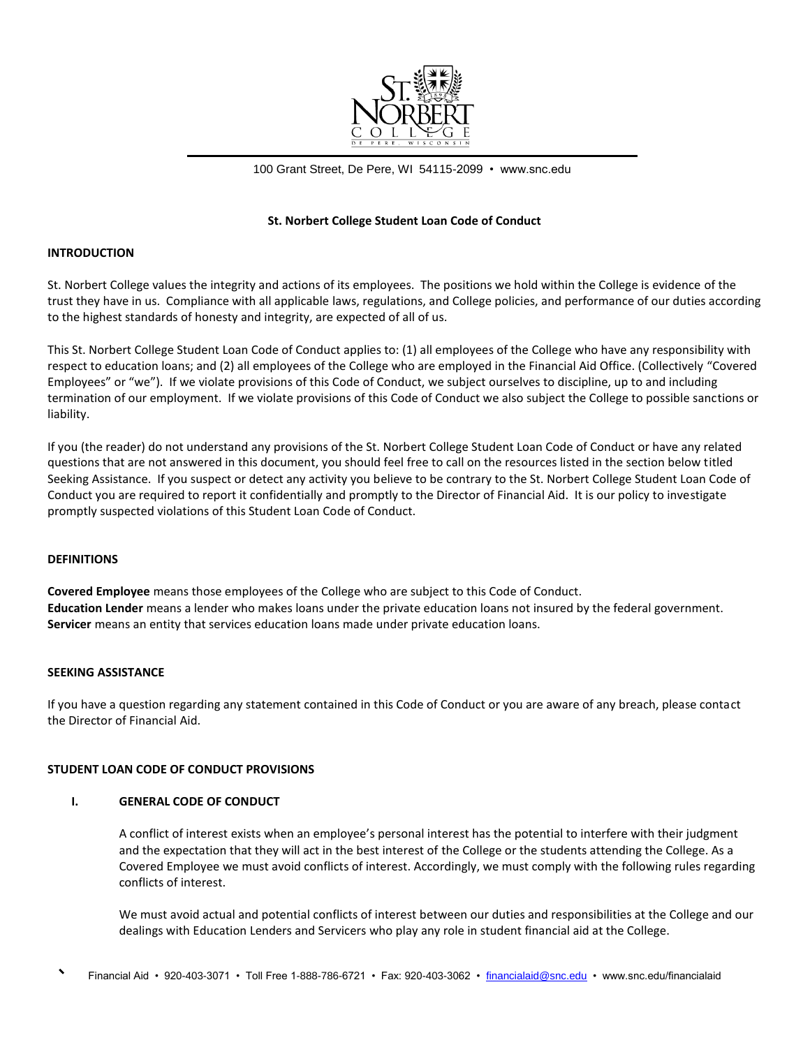100 Grant Street, De Pere, WI 54115-2099 • www.snc.edu

**St. Norbert College Student Loan Code of Conduct**

**INTRODUCTION**

St. Norbert College values the integrity and actions of its employees. The positions we hold within the College is evidence of the trust they have in us. Compliance with all applicable laws, regulations, and College policies, and performance of our duties according to the highest standards of honesty and integrity, are expected of all of us.

This St. Norbert College Student Loan Code of Conduct applies to: (1) all employees of the College who have any responsibility with respect to education loans; and (2) all employees of the College who are employed in the Financial Aid Office. (Collectively "Covered Employees" or "we"). If we violate provisions of this Code of Conduct, we subject ourselves to discipline, up to and including termination of our employment. If we violate provisions of this Code of Conduct we also subject the College to possible sanctions or liability.

If you (the reader) do not understand any provisions of the St. Norbert College Student Loan Code of Conduct or have any related questions that are not answered in this document, you should feel free to call on the resources listed in the section below titled Seeking Assistance. If you suspect or detect any activity you believe to be contrary to the St. Norbert College Student Loan Code of Conduct you are required to report it confidentially and promptly to the Director of Financial Aid. It is our policy to investigate promptly suspected violations of this Student Loan Code of Conduct.

**DEFINITIONS**

**Covered Employee** means those employees of the College who are subject to this Code of Conduct.
**Education Lender** means a lender who makes loans under the private education loans not insured by the federal government.
**Servicer** means an entity that services education loans made under private education loans.

**SEEKING ASSISTANCE**

If you have a question regarding any statement contained in this Code of Conduct or you are aware of any breach, please contact the Director of Financial Aid.

**STUDENT LOAN CODE OF CONDUCT PROVISIONS**

**I. GENERAL CODE OF CONDUCT**

A conflict of interest exists when an employee's personal interest has the potential to interfere with their judgment and the expectation that they will act in the best interest of the College or the students attending the College. As a Covered Employee we must avoid conflicts of interest. Accordingly, we must comply with the following rules regarding conflicts of interest.

We must avoid actual and potential conflicts of interest between our duties and responsibilities at the College and our dealings with Education Lenders and Servicers who play any role in student financial aid at the College.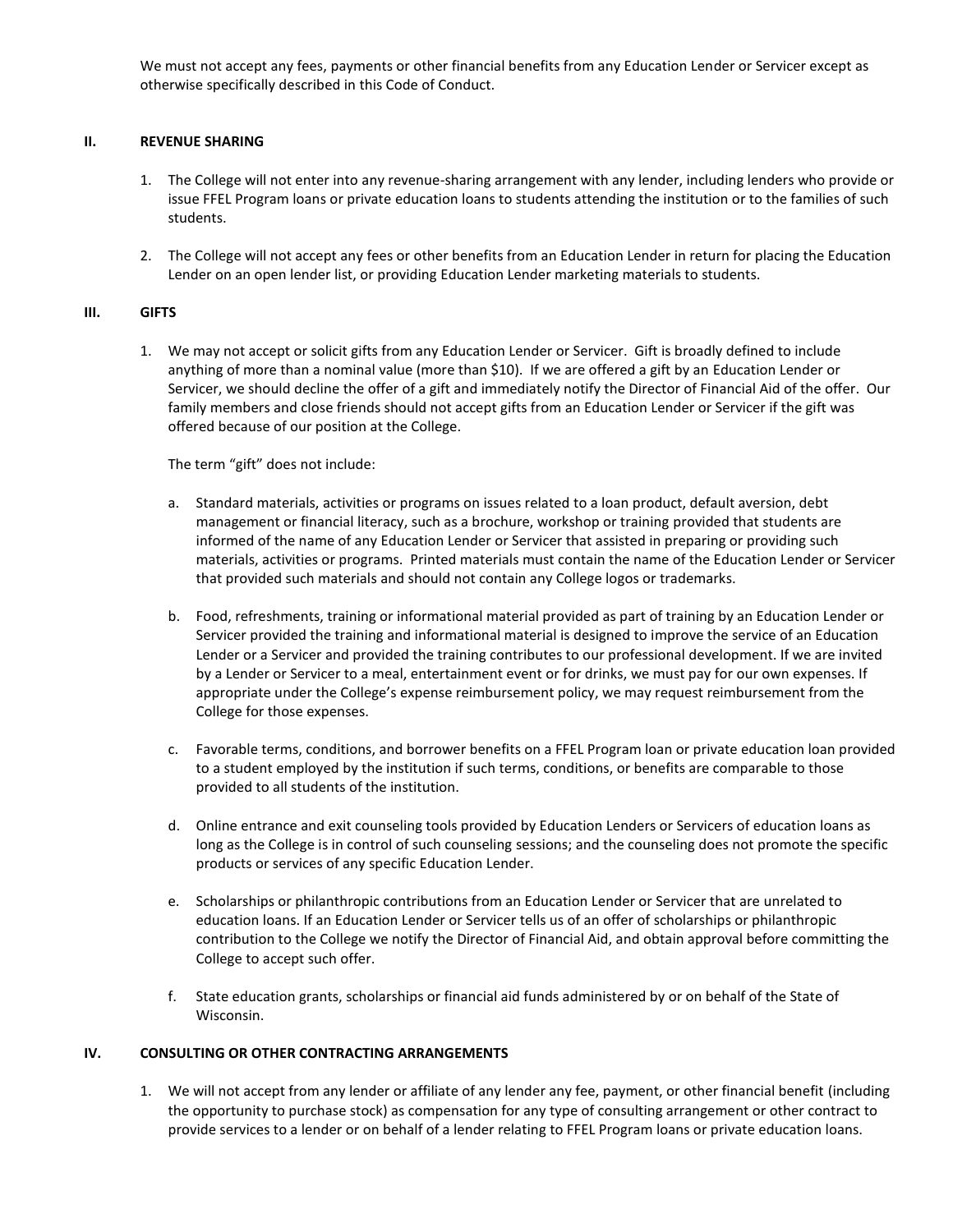We must not accept any fees, payments or other financial benefits from any Education Lender or Servicer except as otherwise specifically described in this Code of Conduct.

## II. REVENUE SHARING

1. The College will not enter into any revenue-sharing arrangement with any lender, including lenders who provide or issue FFEL Program loans or private education loans to students attending the institution or to the families of such students.
2. The College will not accept any fees or other benefits from an Education Lender in return for placing the Education Lender on an open lender list, or providing Education Lender marketing materials to students.

## III. GIFTS

1. We may not accept or solicit gifts from any Education Lender or Servicer. Gift is broadly defined to include anything of more than a nominal value (more than $10). If we are offered a gift by an Education Lender or Servicer, we should decline the offer of a gift and immediately notify the Director of Financial Aid of the offer. Our family members and close friends should not accept gifts from an Education Lender or Servicer if the gift was offered because of our position at the College.

   The term "gift" does not include:

   a. Standard materials, activities or programs on issues related to a loan product, default aversion, debt management or financial literacy, such as a brochure, workshop or training provided that students are informed of the name of any Education Lender or Servicer that assisted in preparing or providing such materials, activities or programs. Printed materials must contain the name of the Education Lender or Servicer that provided such materials and should not contain any College logos or trademarks.

   b. Food, refreshments, training or informational material provided as part of training by an Education Lender or Servicer provided the training and informational material is designed to improve the service of an Education Lender or a Servicer and provided the training contributes to our professional development. If we are invited by a Lender or Servicer to a meal, entertainment event or for drinks, we must pay for our own expenses. If appropriate under the College's expense reimbursement policy, we may request reimbursement from the College for those expenses.

   c. Favorable terms, conditions, and borrower benefits on a FFEL Program loan or private education loan provided to a student employed by the institution if such terms, conditions, or benefits are comparable to those provided to all students of the institution.

   d. Online entrance and exit counseling tools provided by Education Lenders or Servicers of education loans as long as the College is in control of such counseling sessions; and the counseling does not promote the specific products or services of any specific Education Lender.

   e. Scholarships or philanthropic contributions from an Education Lender or Servicer that are unrelated to education loans. If an Education Lender or Servicer tells us of an offer of scholarships or philanthropic contribution to the College we notify the Director of Financial Aid, and obtain approval before committing the College to accept such offer.

   f. State education grants, scholarships or financial aid funds administered by or on behalf of the State of Wisconsin.

## IV. CONSULTING OR OTHER CONTRACTING ARRANGEMENTS

1. We will not accept from any lender or affiliate of any lender any fee, payment, or other financial benefit (including the opportunity to purchase stock) as compensation for any type of consulting arrangement or other contract to provide services to a lender or on behalf of a lender relating to FFEL Program loans or private education loans.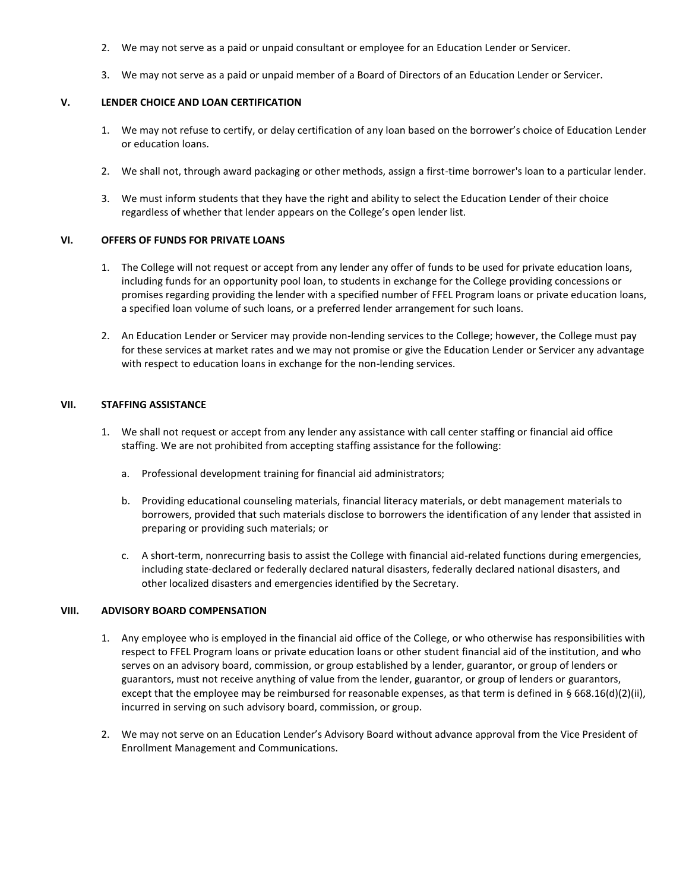2. We may not serve as a paid or unpaid consultant or employee for an Education Lender or Servicer.

3. We may not serve as a paid or unpaid member of a Board of Directors of an Education Lender or Servicer.

## V. LENDER CHOICE AND LOAN CERTIFICATION

1. We may not refuse to certify, or delay certification of any loan based on the borrower's choice of Education Lender or education loans.

2. We shall not, through award packaging or other methods, assign a first-time borrower's loan to a particular lender.

3. We must inform students that they have the right and ability to select the Education Lender of their choice regardless of whether that lender appears on the College's open lender list.

## VI. OFFERS OF FUNDS FOR PRIVATE LOANS

1. The College will not request or accept from any lender any offer of funds to be used for private education loans, including funds for an opportunity pool loan, to students in exchange for the College providing concessions or promises regarding providing the lender with a specified number of FFEL Program loans or private education loans, a specified loan volume of such loans, or a preferred lender arrangement for such loans.

2. An Education Lender or Servicer may provide non-lending services to the College; however, the College must pay for these services at market rates and we may not promise or give the Education Lender or Servicer any advantage with respect to education loans in exchange for the non-lending services.

## VII. STAFFING ASSISTANCE

1. We shall not request or accept from any lender any assistance with call center staffing or financial aid office staffing. We are not prohibited from accepting staffing assistance for the following:

   a. Professional development training for financial aid administrators;

   b. Providing educational counseling materials, financial literacy materials, or debt management materials to borrowers, provided that such materials disclose to borrowers the identification of any lender that assisted in preparing or providing such materials; or

   c. A short-term, nonrecurring basis to assist the College with financial aid-related functions during emergencies, including state-declared or federally declared natural disasters, federally declared national disasters, and other localized disasters and emergencies identified by the Secretary.

## VIII. ADVISORY BOARD COMPENSATION

1. Any employee who is employed in the financial aid office of the College, or who otherwise has responsibilities with respect to FFEL Program loans or private education loans or other student financial aid of the institution, and who serves on an advisory board, commission, or group established by a lender, guarantor, or group of lenders or guarantors, must not receive anything of value from the lender, guarantor, or group of lenders or guarantors, except that the employee may be reimbursed for reasonable expenses, as that term is defined in § 668.16(d)(2)(ii), incurred in serving on such advisory board, commission, or group.

2. We may not serve on an Education Lender's Advisory Board without advance approval from the Vice President of Enrollment Management and Communications.